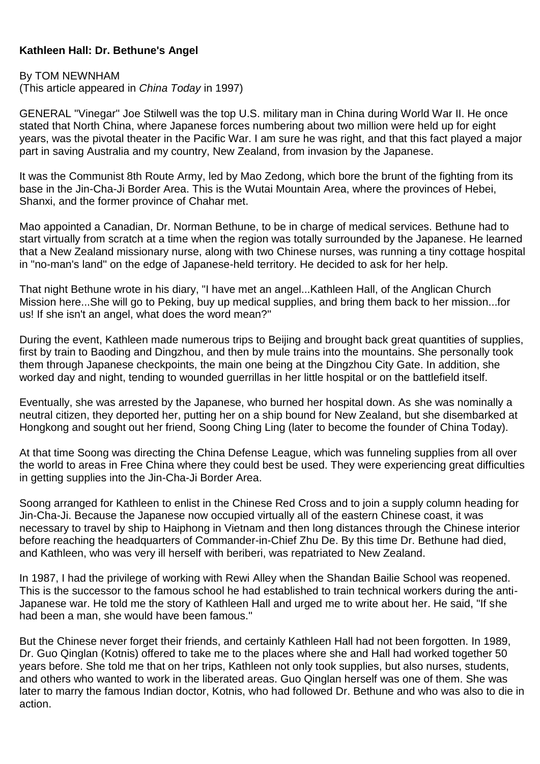**Kathleen Hall: Dr. Bethune's Angel**

By TOM NEWNHAM
(This article appeared in *China Today* in 1997)

GENERAL "Vinegar" Joe Stilwell was the top U.S. military man in China during World War II. He once stated that North China, where Japanese forces numbering about two million were held up for eight years, was the pivotal theater in the Pacific War. I am sure he was right, and that this fact played a major part in saving Australia and my country, New Zealand, from invasion by the Japanese.

It was the Communist 8th Route Army, led by Mao Zedong, which bore the brunt of the fighting from its base in the Jin-Cha-Ji Border Area. This is the Wutai Mountain Area, where the provinces of Hebei, Shanxi, and the former province of Chahar met.

Mao appointed a Canadian, Dr. Norman Bethune, to be in charge of medical services. Bethune had to start virtually from scratch at a time when the region was totally surrounded by the Japanese. He learned that a New Zealand missionary nurse, along with two Chinese nurses, was running a tiny cottage hospital in "no-man's land" on the edge of Japanese-held territory. He decided to ask for her help.

That night Bethune wrote in his diary, "I have met an angel...Kathleen Hall, of the Anglican Church Mission here...She will go to Peking, buy up medical supplies, and bring them back to her mission...for us! If she isn't an angel, what does the word mean?"

During the event, Kathleen made numerous trips to Beijing and brought back great quantities of supplies, first by train to Baoding and Dingzhou, and then by mule trains into the mountains. She personally took them through Japanese checkpoints, the main one being at the Dingzhou City Gate. In addition, she worked day and night, tending to wounded guerrillas in her little hospital or on the battlefield itself.

Eventually, she was arrested by the Japanese, who burned her hospital down. As she was nominally a neutral citizen, they deported her, putting her on a ship bound for New Zealand, but she disembarked at Hongkong and sought out her friend, Soong Ching Ling (later to become the founder of China Today).

At that time Soong was directing the China Defense League, which was funneling supplies from all over the world to areas in Free China where they could best be used. They were experiencing great difficulties in getting supplies into the Jin-Cha-Ji Border Area.

Soong arranged for Kathleen to enlist in the Chinese Red Cross and to join a supply column heading for Jin-Cha-Ji. Because the Japanese now occupied virtually all of the eastern Chinese coast, it was necessary to travel by ship to Haiphong in Vietnam and then long distances through the Chinese interior before reaching the headquarters of Commander-in-Chief Zhu De. By this time Dr. Bethune had died, and Kathleen, who was very ill herself with beriberi, was repatriated to New Zealand.

In 1987, I had the privilege of working with Rewi Alley when the Shandan Bailie School was reopened. This is the successor to the famous school he had established to train technical workers during the anti-Japanese war. He told me the story of Kathleen Hall and urged me to write about her. He said, "If she had been a man, she would have been famous."

But the Chinese never forget their friends, and certainly Kathleen Hall had not been forgotten. In 1989, Dr. Guo Qinglan (Kotnis) offered to take me to the places where she and Hall had worked together 50 years before. She told me that on her trips, Kathleen not only took supplies, but also nurses, students, and others who wanted to work in the liberated areas. Guo Qinglan herself was one of them. She was later to marry the famous Indian doctor, Kotnis, who had followed Dr. Bethune and who was also to die in action.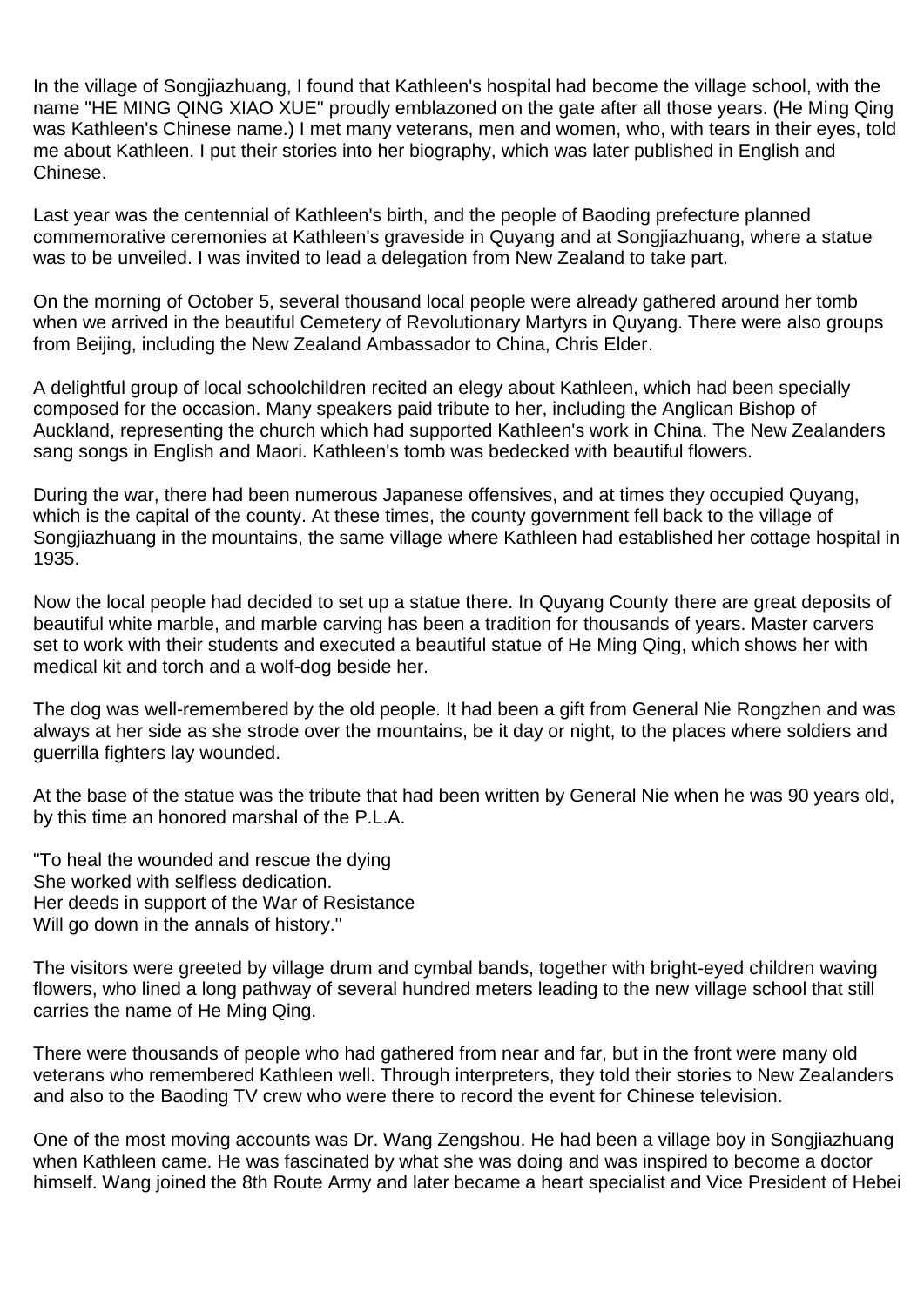In the village of Songjiazhuang, I found that Kathleen's hospital had become the village school, with the name "HE MING QING XIAO XUE" proudly emblazoned on the gate after all those years. (He Ming Qing was Kathleen's Chinese name.) I met many veterans, men and women, who, with tears in their eyes, told me about Kathleen. I put their stories into her biography, which was later published in English and Chinese.

Last year was the centennial of Kathleen's birth, and the people of Baoding prefecture planned commemorative ceremonies at Kathleen's graveside in Quyang and at Songjiazhuang, where a statue was to be unveiled. I was invited to lead a delegation from New Zealand to take part.

On the morning of October 5, several thousand local people were already gathered around her tomb when we arrived in the beautiful Cemetery of Revolutionary Martyrs in Quyang. There were also groups from Beijing, including the New Zealand Ambassador to China, Chris Elder.

A delightful group of local schoolchildren recited an elegy about Kathleen, which had been specially composed for the occasion. Many speakers paid tribute to her, including the Anglican Bishop of Auckland, representing the church which had supported Kathleen's work in China. The New Zealanders sang songs in English and Maori. Kathleen's tomb was bedecked with beautiful flowers.

During the war, there had been numerous Japanese offensives, and at times they occupied Quyang, which is the capital of the county. At these times, the county government fell back to the village of Songjiazhuang in the mountains, the same village where Kathleen had established her cottage hospital in 1935.

Now the local people had decided to set up a statue there. In Quyang County there are great deposits of beautiful white marble, and marble carving has been a tradition for thousands of years. Master carvers set to work with their students and executed a beautiful statue of He Ming Qing, which shows her with medical kit and torch and a wolf-dog beside her.

The dog was well-remembered by the old people. It had been a gift from General Nie Rongzhen and was always at her side as she strode over the mountains, be it day or night, to the places where soldiers and guerrilla fighters lay wounded.

At the base of the statue was the tribute that had been written by General Nie when he was 90 years old, by this time an honored marshal of the P.L.A.

"To heal the wounded and rescue the dying
She worked with selfless dedication.
Her deeds in support of the War of Resistance
Will go down in the annals of history."

The visitors were greeted by village drum and cymbal bands, together with bright-eyed children waving flowers, who lined a long pathway of several hundred meters leading to the new village school that still carries the name of He Ming Qing.

There were thousands of people who had gathered from near and far, but in the front were many old veterans who remembered Kathleen well. Through interpreters, they told their stories to New Zealanders and also to the Baoding TV crew who were there to record the event for Chinese television.

One of the most moving accounts was Dr. Wang Zengshou. He had been a village boy in Songjiazhuang when Kathleen came. He was fascinated by what she was doing and was inspired to become a doctor himself. Wang joined the 8th Route Army and later became a heart specialist and Vice President of Hebei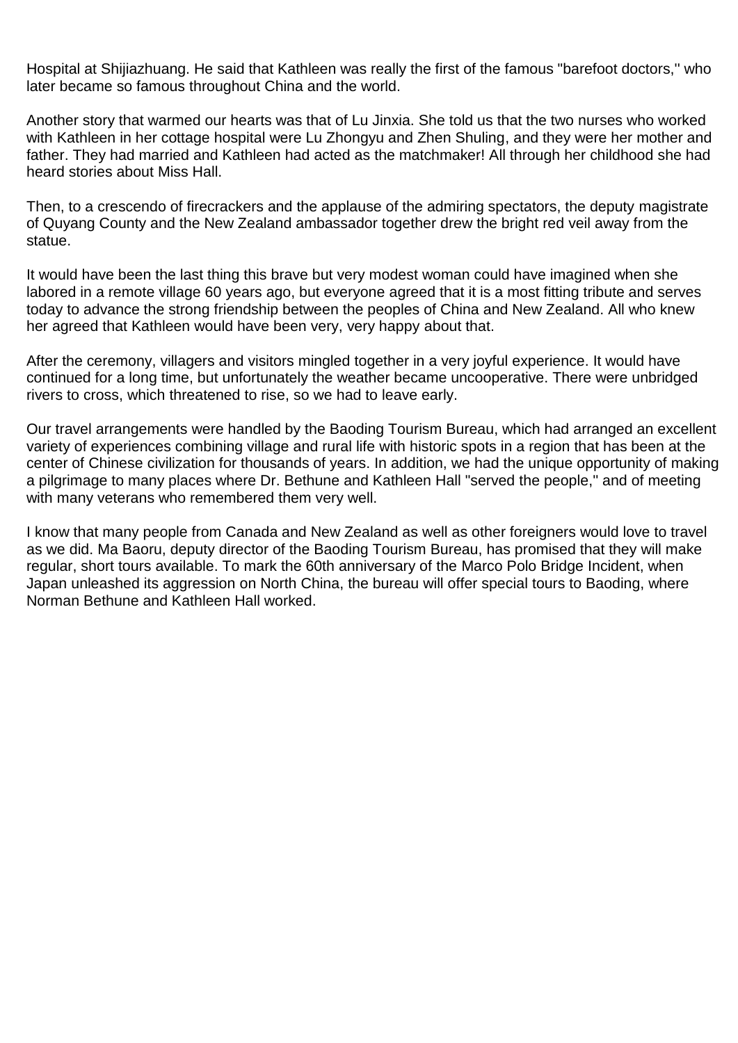Hospital at Shijiazhuang. He said that Kathleen was really the first of the famous "barefoot doctors," who later became so famous throughout China and the world.

Another story that warmed our hearts was that of Lu Jinxia. She told us that the two nurses who worked with Kathleen in her cottage hospital were Lu Zhongyu and Zhen Shuling, and they were her mother and father. They had married and Kathleen had acted as the matchmaker! All through her childhood she had heard stories about Miss Hall.

Then, to a crescendo of firecrackers and the applause of the admiring spectators, the deputy magistrate of Quyang County and the New Zealand ambassador together drew the bright red veil away from the statue.

It would have been the last thing this brave but very modest woman could have imagined when she labored in a remote village 60 years ago, but everyone agreed that it is a most fitting tribute and serves today to advance the strong friendship between the peoples of China and New Zealand. All who knew her agreed that Kathleen would have been very, very happy about that.

After the ceremony, villagers and visitors mingled together in a very joyful experience. It would have continued for a long time, but unfortunately the weather became uncooperative. There were unbridged rivers to cross, which threatened to rise, so we had to leave early.

Our travel arrangements were handled by the Baoding Tourism Bureau, which had arranged an excellent variety of experiences combining village and rural life with historic spots in a region that has been at the center of Chinese civilization for thousands of years. In addition, we had the unique opportunity of making a pilgrimage to many places where Dr. Bethune and Kathleen Hall "served the people," and of meeting with many veterans who remembered them very well.

I know that many people from Canada and New Zealand as well as other foreigners would love to travel as we did. Ma Baoru, deputy director of the Baoding Tourism Bureau, has promised that they will make regular, short tours available. To mark the 60th anniversary of the Marco Polo Bridge Incident, when Japan unleashed its aggression on North China, the bureau will offer special tours to Baoding, where Norman Bethune and Kathleen Hall worked.